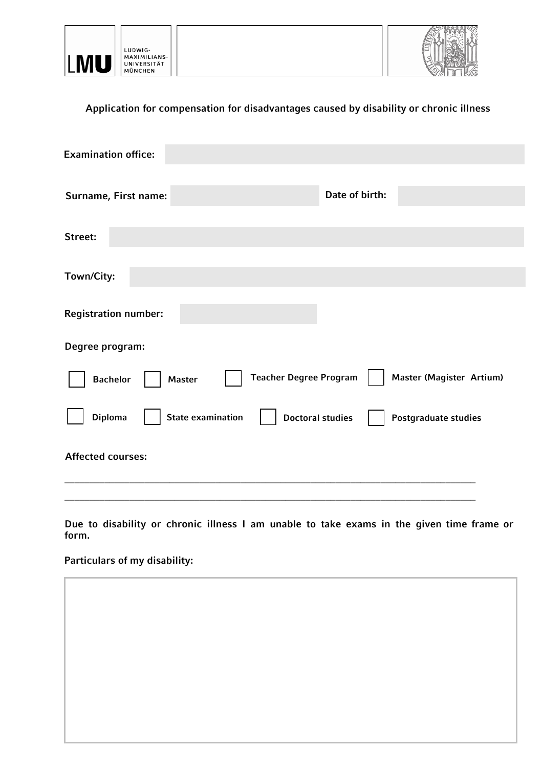LMU LUDWIG-MAXIMILIANS-UNIVERSITÄT MÜNCHEN

**Application for compensation for disadvantages caused by disability or chronic illness**

**Examination office:**

**Surname, First name:** **Date of birth:**

**Street:**

**Town/City:**

**Registration number:**

**Degree program:**

- [ ] Bachelor
- [ ] Master
- [ ] Teacher Degree Program
- [ ] Master (Magister Artium)
- [ ] Diploma
- [ ] State examination
- [ ] Doctoral studies
- [ ] Postgraduate studies

**Affected courses:**

\_\_\_\_\_\_\_\_\_\_\_\_\_\_\_\_\_\_\_\_\_\_\_\_\_\_\_\_\_\_\_\_\_\_\_\_\_\_\_\_\_\_\_\_\_\_\_\_\_\_\_\_\_\_\_\_\_\_\_\_\_\_\_\_\_\_\_\_\_\_\_\_\_\_\_\_\_\_

\_\_\_\_\_\_\_\_\_\_\_\_\_\_\_\_\_\_\_\_\_\_\_\_\_\_\_\_\_\_\_\_\_\_\_\_\_\_\_\_\_\_\_\_\_\_\_\_\_\_\_\_\_\_\_\_\_\_\_\_\_\_\_\_\_\_\_\_\_\_\_\_\_\_\_\_\_\_

**Due to disability or chronic illness I am unable to take exams in the given time frame or form.**

**Particulars of my disability:**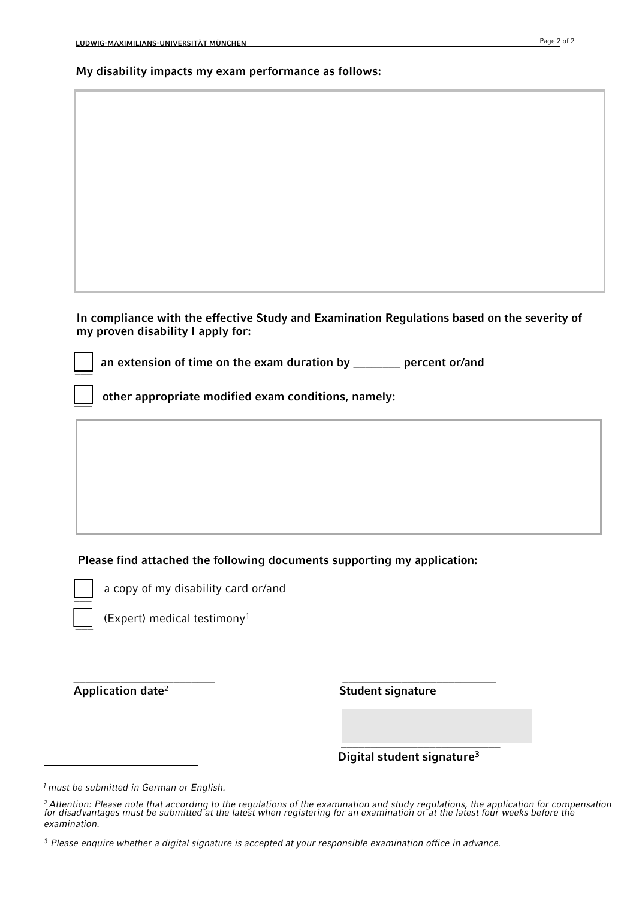**My disability impacts my exam performance as follows:**

&nbsp;

**In compliance with the effective Study and Examination Regulations based on the severity of my proven disability I apply for:**

- [ ] **an extension of time on the exam duration by ________ percent or/and**
- [ ] **other appropriate modified exam conditions, namely:**

&nbsp;

**Please find attached the following documents supporting my application:**

- [ ] a copy of my disability card or/and
- [ ] (Expert) medical testimony[1]

______________________ ______________________

**Application date**[2] **Student signature**

______________________

**Digital student signature**[3]

---

*[1] must be submitted in German or English.*

*[2] Attention: Please note that according to the regulations of the examination and study regulations, the application for compensation for disadvantages must be submitted at the latest when registering for an examination or at the latest four weeks before the examination.*

*[3] Please enquire whether a digital signature is accepted at your responsible examination office in advance.*